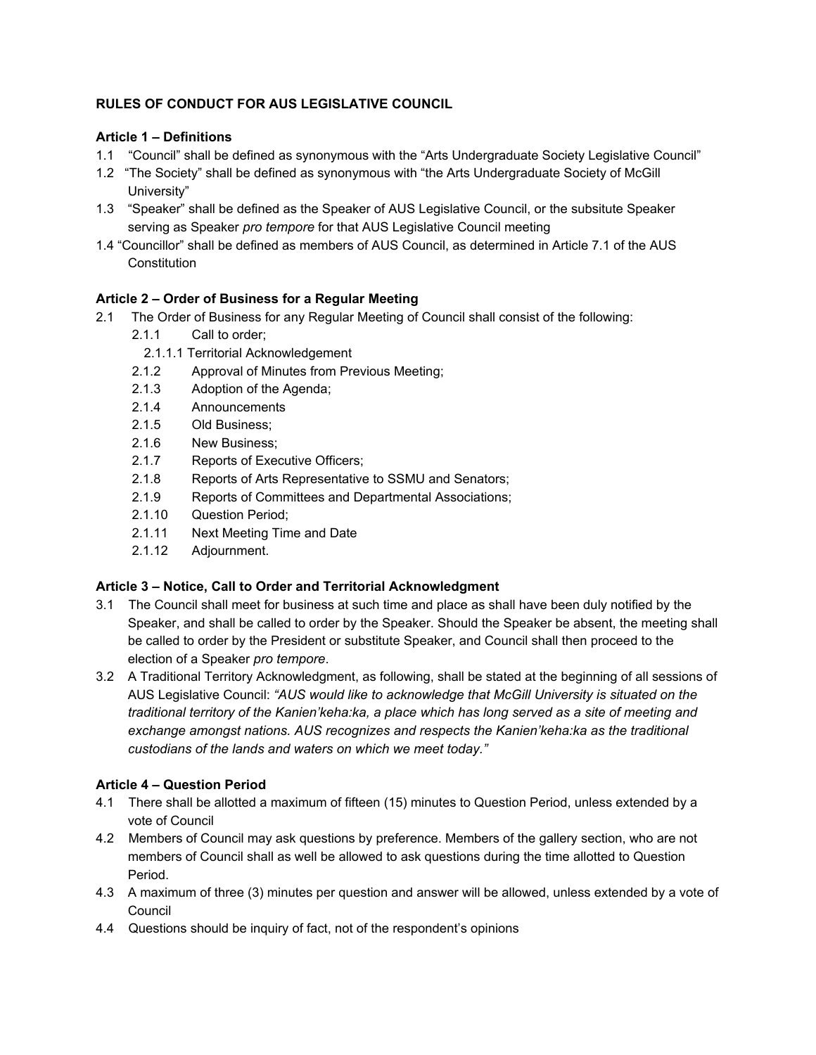**RULES OF CONDUCT FOR AUS LEGISLATIVE COUNCIL**

**Article 1 – Definitions**

1.1 "Council" shall be defined as synonymous with the "Arts Undergraduate Society Legislative Council"

1.2 "The Society" shall be defined as synonymous with "the Arts Undergraduate Society of McGill University"

1.3 "Speaker" shall be defined as the Speaker of AUS Legislative Council, or the subsitute Speaker serving as Speaker *pro tempore* for that AUS Legislative Council meeting

1.4 "Councillor" shall be defined as members of AUS Council, as determined in Article 7.1 of the AUS Constitution

**Article 2 – Order of Business for a Regular Meeting**

2.1 The Order of Business for any Regular Meeting of Council shall consist of the following:

- 2.1.1 Call to order;
  - 2.1.1.1 Territorial Acknowledgement
- 2.1.2 Approval of Minutes from Previous Meeting;
- 2.1.3 Adoption of the Agenda;
- 2.1.4 Announcements
- 2.1.5 Old Business;
- 2.1.6 New Business;
- 2.1.7 Reports of Executive Officers;
- 2.1.8 Reports of Arts Representative to SSMU and Senators;
- 2.1.9 Reports of Committees and Departmental Associations;
- 2.1.10 Question Period;
- 2.1.11 Next Meeting Time and Date
- 2.1.12 Adjournment.

**Article 3 – Notice, Call to Order and Territorial Acknowledgment**

3.1 The Council shall meet for business at such time and place as shall have been duly notified by the Speaker, and shall be called to order by the Speaker. Should the Speaker be absent, the meeting shall be called to order by the President or substitute Speaker, and Council shall then proceed to the election of a Speaker *pro tempore*.

3.2 A Traditional Territory Acknowledgment, as following, shall be stated at the beginning of all sessions of AUS Legislative Council: *"AUS would like to acknowledge that McGill University is situated on the traditional territory of the Kanien'keha:ka, a place which has long served as a site of meeting and exchange amongst nations. AUS recognizes and respects the Kanien'keha:ka as the traditional custodians of the lands and waters on which we meet today."*

**Article 4 – Question Period**

4.1 There shall be allotted a maximum of fifteen (15) minutes to Question Period, unless extended by a vote of Council

4.2 Members of Council may ask questions by preference. Members of the gallery section, who are not members of Council shall as well be allowed to ask questions during the time allotted to Question Period.

4.3 A maximum of three (3) minutes per question and answer will be allowed, unless extended by a vote of Council

4.4 Questions should be inquiry of fact, not of the respondent's opinions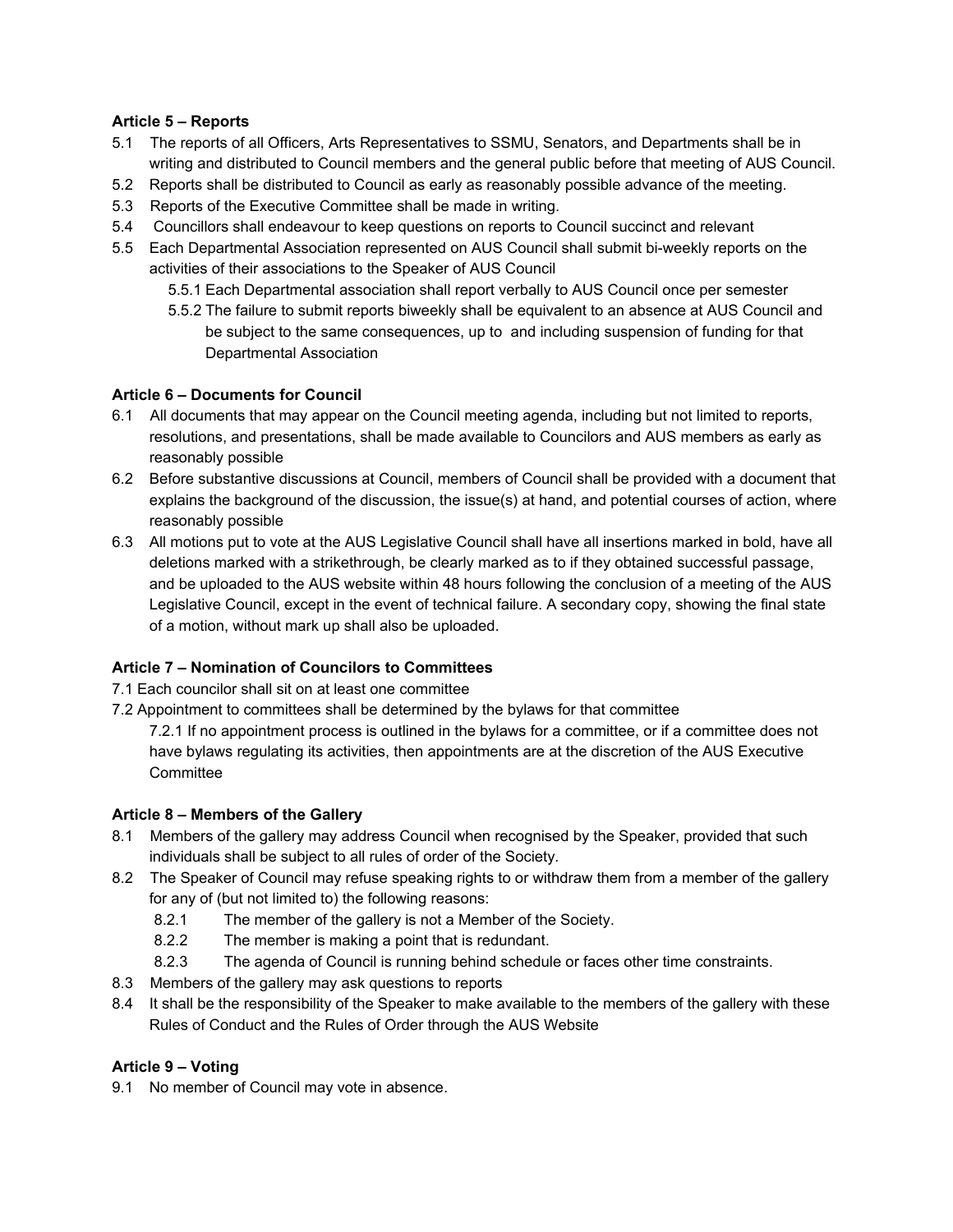**Article 5 – Reports**

5.1 The reports of all Officers, Arts Representatives to SSMU, Senators, and Departments shall be in writing and distributed to Council members and the general public before that meeting of AUS Council.

5.2 Reports shall be distributed to Council as early as reasonably possible advance of the meeting.

5.3 Reports of the Executive Committee shall be made in writing.

5.4 Councillors shall endeavour to keep questions on reports to Council succinct and relevant

5.5 Each Departmental Association represented on AUS Council shall submit bi-weekly reports on the activities of their associations to the Speaker of AUS Council

- 5.5.1 Each Departmental association shall report verbally to AUS Council once per semester
- 5.5.2 The failure to submit reports biweekly shall be equivalent to an absence at AUS Council and be subject to the same consequences, up to and including suspension of funding for that Departmental Association

**Article 6 – Documents for Council**

6.1 All documents that may appear on the Council meeting agenda, including but not limited to reports, resolutions, and presentations, shall be made available to Councilors and AUS members as early as reasonably possible

6.2 Before substantive discussions at Council, members of Council shall be provided with a document that explains the background of the discussion, the issue(s) at hand, and potential courses of action, where reasonably possible

6.3 All motions put to vote at the AUS Legislative Council shall have all insertions marked in bold, have all deletions marked with a strikethrough, be clearly marked as to if they obtained successful passage, and be uploaded to the AUS website within 48 hours following the conclusion of a meeting of the AUS Legislative Council, except in the event of technical failure. A secondary copy, showing the final state of a motion, without mark up shall also be uploaded.

**Article 7 – Nomination of Councilors to Committees**

7.1 Each councilor shall sit on at least one committee

7.2 Appointment to committees shall be determined by the bylaws for that committee

- 7.2.1 If no appointment process is outlined in the bylaws for a committee, or if a committee does not have bylaws regulating its activities, then appointments are at the discretion of the AUS Executive Committee

**Article 8 – Members of the Gallery**

8.1 Members of the gallery may address Council when recognised by the Speaker, provided that such individuals shall be subject to all rules of order of the Society.

8.2 The Speaker of Council may refuse speaking rights to or withdraw them from a member of the gallery for any of (but not limited to) the following reasons:

- 8.2.1 The member of the gallery is not a Member of the Society.
- 8.2.2 The member is making a point that is redundant.
- 8.2.3 The agenda of Council is running behind schedule or faces other time constraints.

8.3 Members of the gallery may ask questions to reports

8.4 It shall be the responsibility of the Speaker to make available to the members of the gallery with these Rules of Conduct and the Rules of Order through the AUS Website

**Article 9 – Voting**

9.1 No member of Council may vote in absence.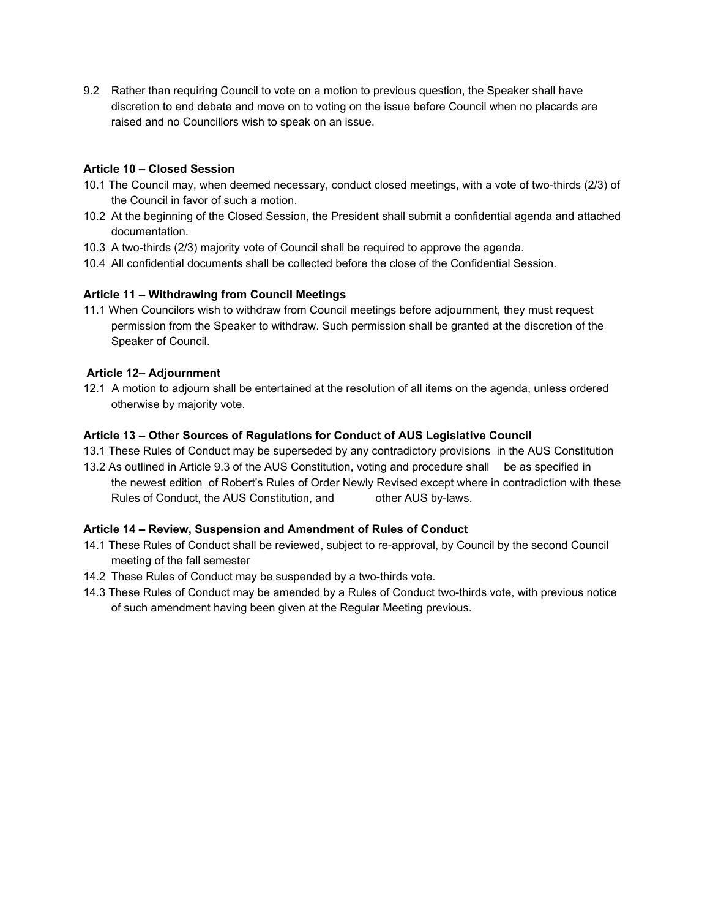9.2 Rather than requiring Council to vote on a motion to previous question, the Speaker shall have discretion to end debate and move on to voting on the issue before Council when no placards are raised and no Councillors wish to speak on an issue.

**Article 10 – Closed Session**

10.1 The Council may, when deemed necessary, conduct closed meetings, with a vote of two-thirds (2/3) of the Council in favor of such a motion.

10.2 At the beginning of the Closed Session, the President shall submit a confidential agenda and attached documentation.

10.3 A two-thirds (2/3) majority vote of Council shall be required to approve the agenda.

10.4 All confidential documents shall be collected before the close of the Confidential Session.

**Article 11 – Withdrawing from Council Meetings**

11.1 When Councilors wish to withdraw from Council meetings before adjournment, they must request permission from the Speaker to withdraw. Such permission shall be granted at the discretion of the Speaker of Council.

**Article 12– Adjournment**

12.1 A motion to adjourn shall be entertained at the resolution of all items on the agenda, unless ordered otherwise by majority vote.

**Article 13 – Other Sources of Regulations for Conduct of AUS Legislative Council**

13.1 These Rules of Conduct may be superseded by any contradictory provisions in the AUS Constitution

13.2 As outlined in Article 9.3 of the AUS Constitution, voting and procedure shall be as specified in the newest edition of Robert's Rules of Order Newly Revised except where in contradiction with these Rules of Conduct, the AUS Constitution, and other AUS by-laws.

**Article 14 – Review, Suspension and Amendment of Rules of Conduct**

14.1 These Rules of Conduct shall be reviewed, subject to re-approval, by Council by the second Council meeting of the fall semester

14.2 These Rules of Conduct may be suspended by a two-thirds vote.

14.3 These Rules of Conduct may be amended by a Rules of Conduct two-thirds vote, with previous notice of such amendment having been given at the Regular Meeting previous.